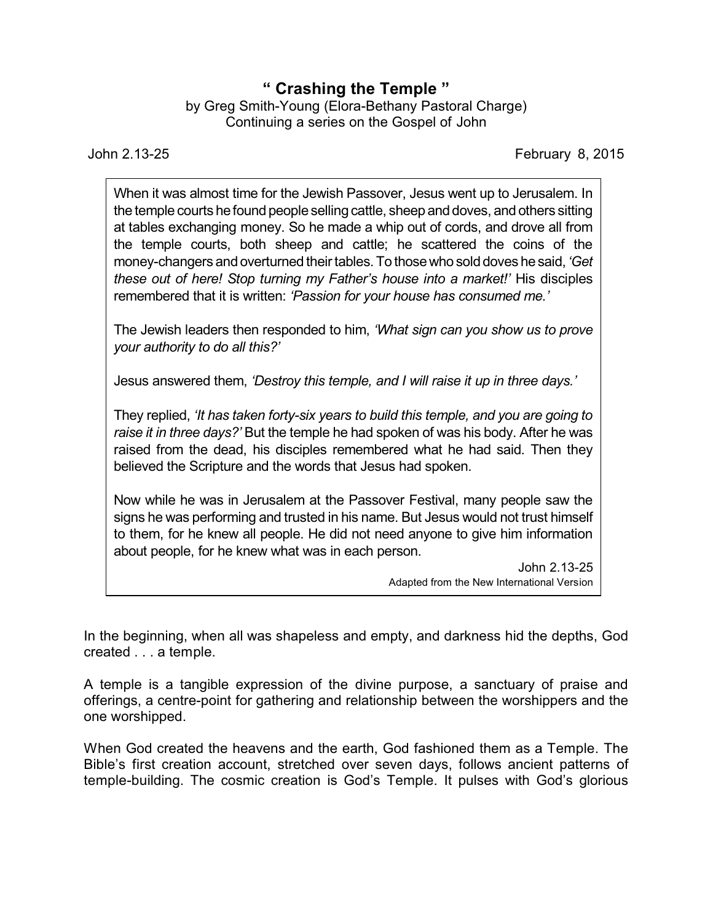# " Crashing the Temple "

by Greg Smith-Young (Elora-Bethany Pastoral Charge)
Continuing a series on the Gospel of John

John 2.13-25 February 8, 2015

> When it was almost time for the Jewish Passover, Jesus went up to Jerusalem. In the temple courts he found people selling cattle, sheep and doves, and others sitting at tables exchanging money. So he made a whip out of cords, and drove all from the temple courts, both sheep and cattle; he scattered the coins of the money-changers and overturned their tables. To those who sold doves he said, *'Get these out of here! Stop turning my Father's house into a market!'* His disciples remembered that it is written: *'Passion for your house has consumed me.'*
>
> The Jewish leaders then responded to him, *'What sign can you show us to prove your authority to do all this?'*
>
> Jesus answered them, *'Destroy this temple, and I will raise it up in three days.'*
>
> They replied, *'It has taken forty-six years to build this temple, and you are going to raise it in three days?'* But the temple he had spoken of was his body. After he was raised from the dead, his disciples remembered what he had said. Then they believed the Scripture and the words that Jesus had spoken.
>
> Now while he was in Jerusalem at the Passover Festival, many people saw the signs he was performing and trusted in his name. But Jesus would not trust himself to them, for he knew all people. He did not need anyone to give him information about people, for he knew what was in each person.
>
> John 2.13-25
> Adapted from the New International Version

In the beginning, when all was shapeless and empty, and darkness hid the depths, God created . . . a temple.

A temple is a tangible expression of the divine purpose, a sanctuary of praise and offerings, a centre-point for gathering and relationship between the worshippers and the one worshipped.

When God created the heavens and the earth, God fashioned them as a Temple. The Bible's first creation account, stretched over seven days, follows ancient patterns of temple-building. The cosmic creation is God's Temple. It pulses with God's glorious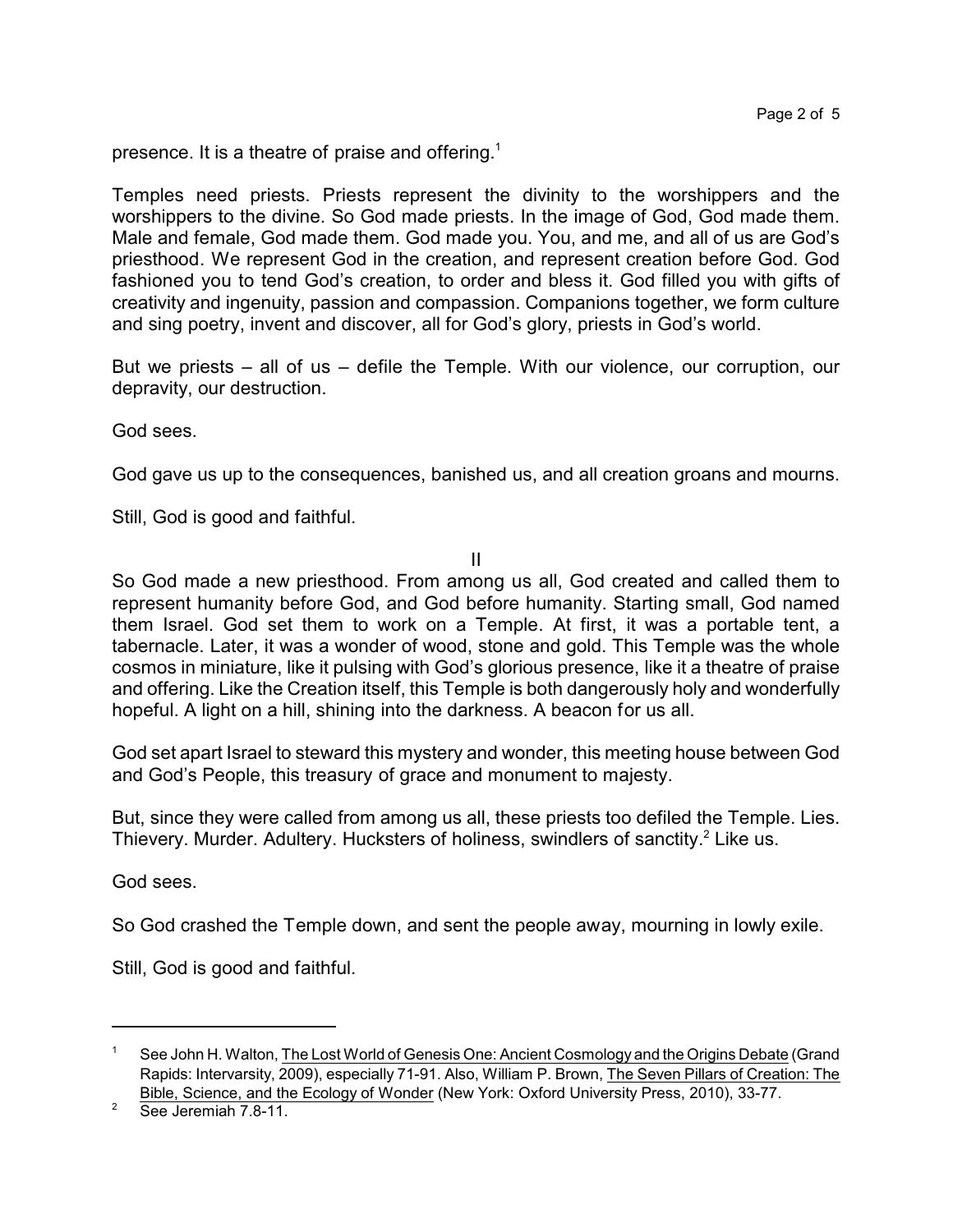presence. It is a theatre of praise and offering.[1]

Temples need priests. Priests represent the divinity to the worshippers and the worshippers to the divine. So God made priests. In the image of God, God made them. Male and female, God made them. God made you. You, and me, and all of us are God's priesthood. We represent God in the creation, and represent creation before God. God fashioned you to tend God's creation, to order and bless it. God filled you with gifts of creativity and ingenuity, passion and compassion. Companions together, we form culture and sing poetry, invent and discover, all for God's glory, priests in God's world.

But we priests – all of us – defile the Temple. With our violence, our corruption, our depravity, our destruction.

God sees.

God gave us up to the consequences, banished us, and all creation groans and mourns.

Still, God is good and faithful.

## II

So God made a new priesthood. From among us all, God created and called them to represent humanity before God, and God before humanity. Starting small, God named them Israel. God set them to work on a Temple. At first, it was a portable tent, a tabernacle. Later, it was a wonder of wood, stone and gold. This Temple was the whole cosmos in miniature, like it pulsing with God's glorious presence, like it a theatre of praise and offering. Like the Creation itself, this Temple is both dangerously holy and wonderfully hopeful. A light on a hill, shining into the darkness. A beacon for us all.

God set apart Israel to steward this mystery and wonder, this meeting house between God and God's People, this treasury of grace and monument to majesty.

But, since they were called from among us all, these priests too defiled the Temple. Lies. Thievery. Murder. Adultery. Hucksters of holiness, swindlers of sanctity.[2] Like us.

God sees.

So God crashed the Temple down, and sent the people away, mourning in lowly exile.

Still, God is good and faithful.

---

[1] See John H. Walton, The Lost World of Genesis One: Ancient Cosmology and the Origins Debate (Grand Rapids: Intervarsity, 2009), especially 71-91. Also, William P. Brown, The Seven Pillars of Creation: The Bible, Science, and the Ecology of Wonder (New York: Oxford University Press, 2010), 33-77.

[2] See Jeremiah 7.8-11.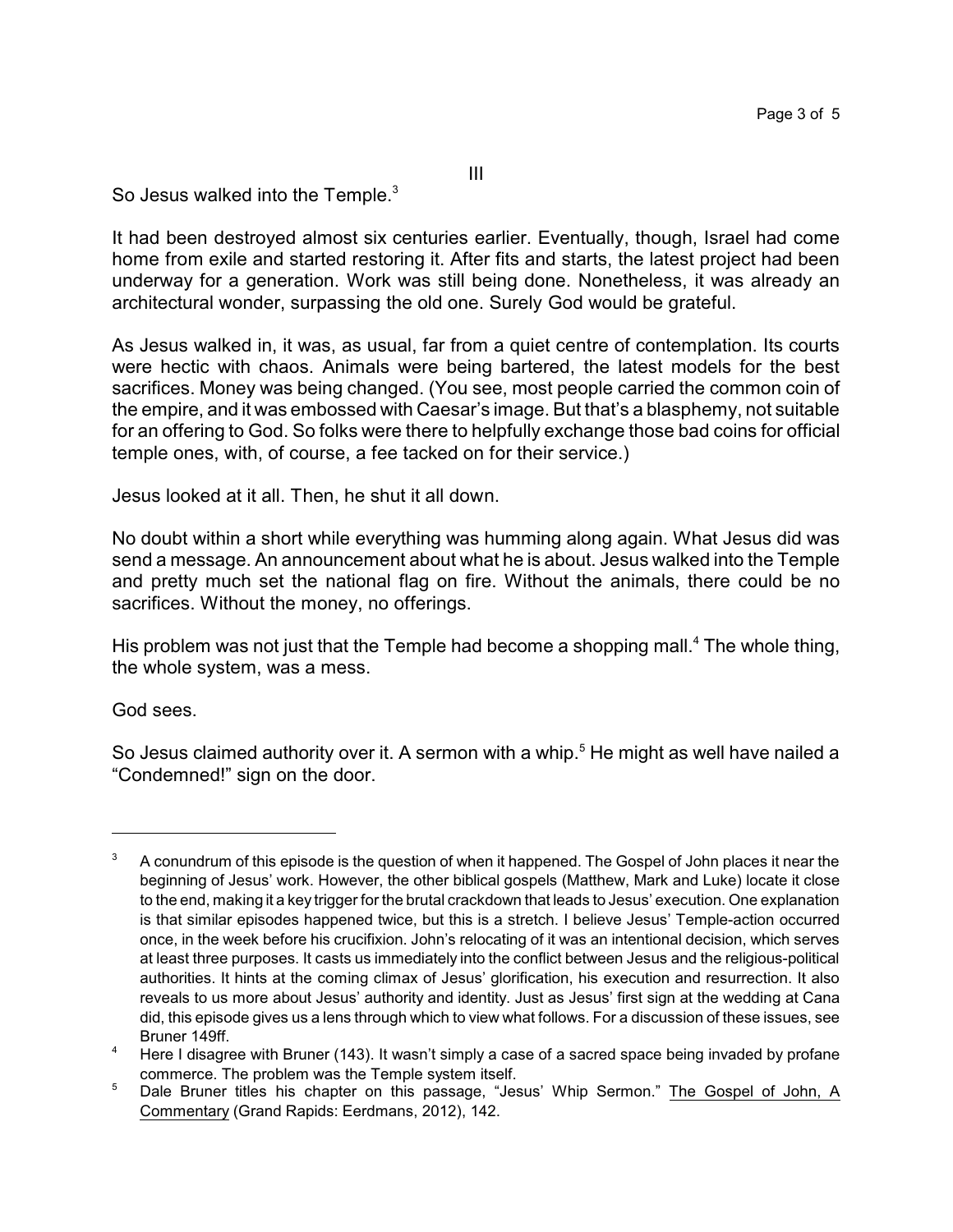III

So Jesus walked into the Temple.[3]

It had been destroyed almost six centuries earlier. Eventually, though, Israel had come home from exile and started restoring it. After fits and starts, the latest project had been underway for a generation. Work was still being done. Nonetheless, it was already an architectural wonder, surpassing the old one. Surely God would be grateful.

As Jesus walked in, it was, as usual, far from a quiet centre of contemplation. Its courts were hectic with chaos. Animals were being bartered, the latest models for the best sacrifices. Money was being changed. (You see, most people carried the common coin of the empire, and it was embossed with Caesar's image. But that's a blasphemy, not suitable for an offering to God. So folks were there to helpfully exchange those bad coins for official temple ones, with, of course, a fee tacked on for their service.)

Jesus looked at it all. Then, he shut it all down.

No doubt within a short while everything was humming along again. What Jesus did was send a message. An announcement about what he is about. Jesus walked into the Temple and pretty much set the national flag on fire. Without the animals, there could be no sacrifices. Without the money, no offerings.

His problem was not just that the Temple had become a shopping mall.[4] The whole thing, the whole system, was a mess.

God sees.

So Jesus claimed authority over it. A sermon with a whip.[5] He might as well have nailed a "Condemned!" sign on the door.

---

[3] A conundrum of this episode is the question of when it happened. The Gospel of John places it near the beginning of Jesus' work. However, the other biblical gospels (Matthew, Mark and Luke) locate it close to the end, making it a key trigger for the brutal crackdown that leads to Jesus' execution. One explanation is that similar episodes happened twice, but this is a stretch. I believe Jesus' Temple-action occurred once, in the week before his crucifixion. John's relocating of it was an intentional decision, which serves at least three purposes. It casts us immediately into the conflict between Jesus and the religious-political authorities. It hints at the coming climax of Jesus' glorification, his execution and resurrection. It also reveals to us more about Jesus' authority and identity. Just as Jesus' first sign at the wedding at Cana did, this episode gives us a lens through which to view what follows. For a discussion of these issues, see Bruner 149ff.

[4] Here I disagree with Bruner (143). It wasn't simply a case of a sacred space being invaded by profane commerce. The problem was the Temple system itself.

[5] Dale Bruner titles his chapter on this passage, "Jesus' Whip Sermon." The Gospel of John, A Commentary (Grand Rapids: Eerdmans, 2012), 142.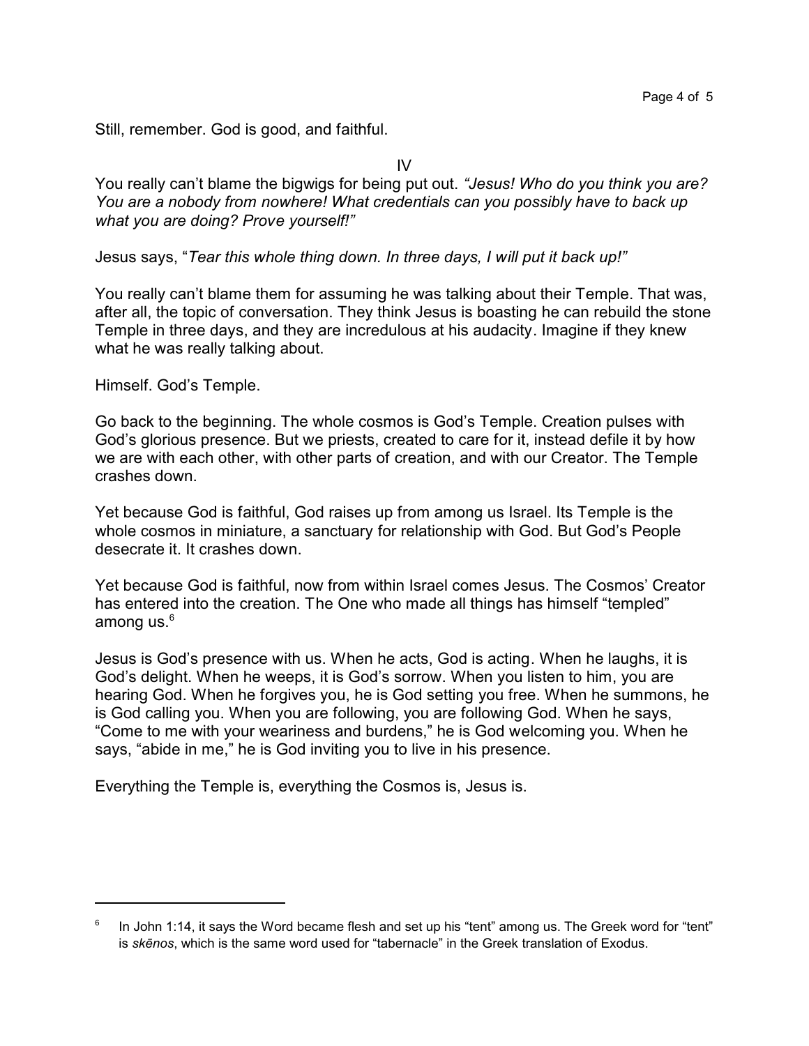Still, remember. God is good, and faithful.

IV

You really can't blame the bigwigs for being put out. *"Jesus! Who do you think you are? You are a nobody from nowhere! What credentials can you possibly have to back up what you are doing? Prove yourself!"*

Jesus says, "*Tear this whole thing down. In three days, I will put it back up!"*

You really can't blame them for assuming he was talking about their Temple. That was, after all, the topic of conversation. They think Jesus is boasting he can rebuild the stone Temple in three days, and they are incredulous at his audacity. Imagine if they knew what he was really talking about.

Himself. God's Temple.

Go back to the beginning. The whole cosmos is God's Temple. Creation pulses with God's glorious presence. But we priests, created to care for it, instead defile it by how we are with each other, with other parts of creation, and with our Creator. The Temple crashes down.

Yet because God is faithful, God raises up from among us Israel. Its Temple is the whole cosmos in miniature, a sanctuary for relationship with God. But God's People desecrate it. It crashes down.

Yet because God is faithful, now from within Israel comes Jesus. The Cosmos' Creator has entered into the creation. The One who made all things has himself "templed" among us.[6]

Jesus is God's presence with us. When he acts, God is acting. When he laughs, it is God's delight. When he weeps, it is God's sorrow. When you listen to him, you are hearing God. When he forgives you, he is God setting you free. When he summons, he is God calling you. When you are following, you are following God. When he says, "Come to me with your weariness and burdens," he is God welcoming you. When he says, "abide in me," he is God inviting you to live in his presence.

Everything the Temple is, everything the Cosmos is, Jesus is.

---

[6] In John 1:14, it says the Word became flesh and set up his "tent" among us. The Greek word for "tent" is *skēnos*, which is the same word used for "tabernacle" in the Greek translation of Exodus.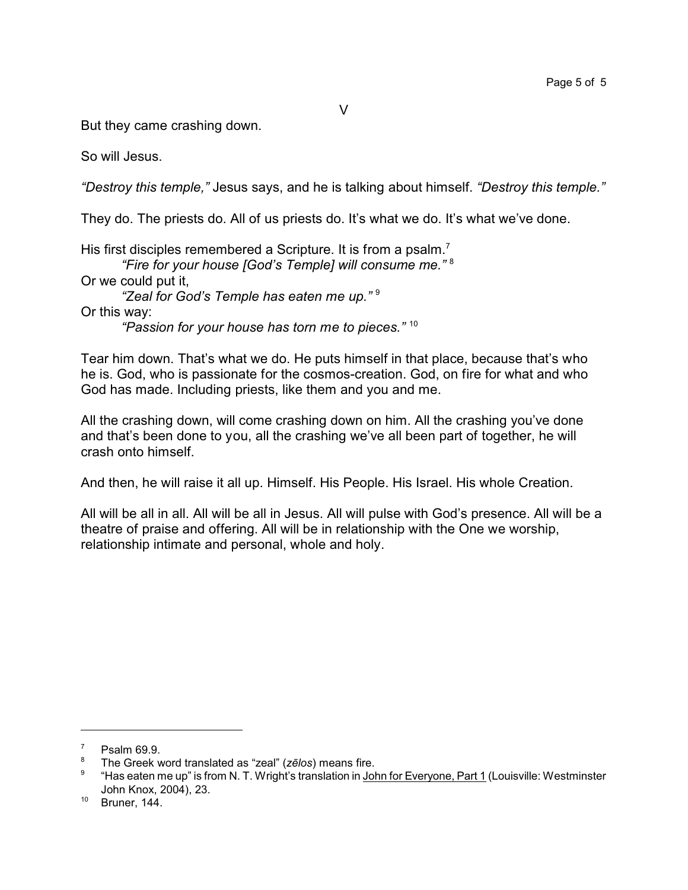V

But they came crashing down.

So will Jesus.

*"Destroy this temple,"* Jesus says, and he is talking about himself. *"Destroy this temple."*

They do. The priests do. All of us priests do. It's what we do. It's what we've done.

His first disciples remembered a Scripture. It is from a psalm.[7]

> *"Fire for your house [God's Temple] will consume me."* [8]

Or we could put it,

> *"Zeal for God's Temple has eaten me up."* [9]

Or this way:

> *"Passion for your house has torn me to pieces."* [10]

Tear him down. That's what we do. He puts himself in that place, because that's who he is. God, who is passionate for the cosmos-creation. God, on fire for what and who God has made. Including priests, like them and you and me.

All the crashing down, will come crashing down on him. All the crashing you've done and that's been done to you, all the crashing we've all been part of together, he will crash onto himself.

And then, he will raise it all up. Himself. His People. His Israel. His whole Creation.

All will be all in all. All will be all in Jesus. All will pulse with God's presence. All will be a theatre of praise and offering. All will be in relationship with the One we worship, relationship intimate and personal, whole and holy.

---

[7] Psalm 69.9.

[8] The Greek word translated as "zeal" (*zēlos*) means fire.

[9] "Has eaten me up" is from N. T. Wright's translation in John for Everyone, Part 1 (Louisville: Westminster John Knox, 2004), 23.

[10] Bruner, 144.